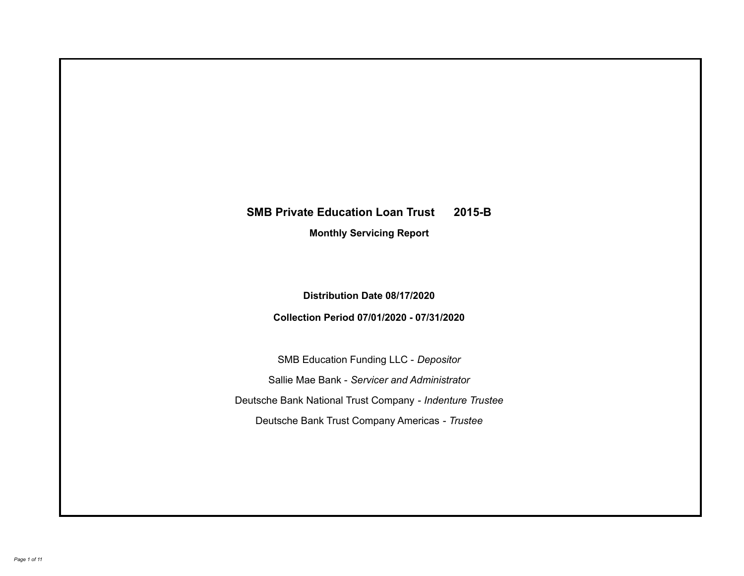# SMB Private Education Loan Trust 2015-B

## Monthly Servicing Report

**Distribution Date 08/17/2020**

**Collection Period 07/01/2020 - 07/31/2020**

SMB Education Funding LLC - *Depositor*

Sallie Mae Bank - *Servicer and Administrator*

Deutsche Bank National Trust Company - *Indenture Trustee*

Deutsche Bank Trust Company Americas - *Trustee*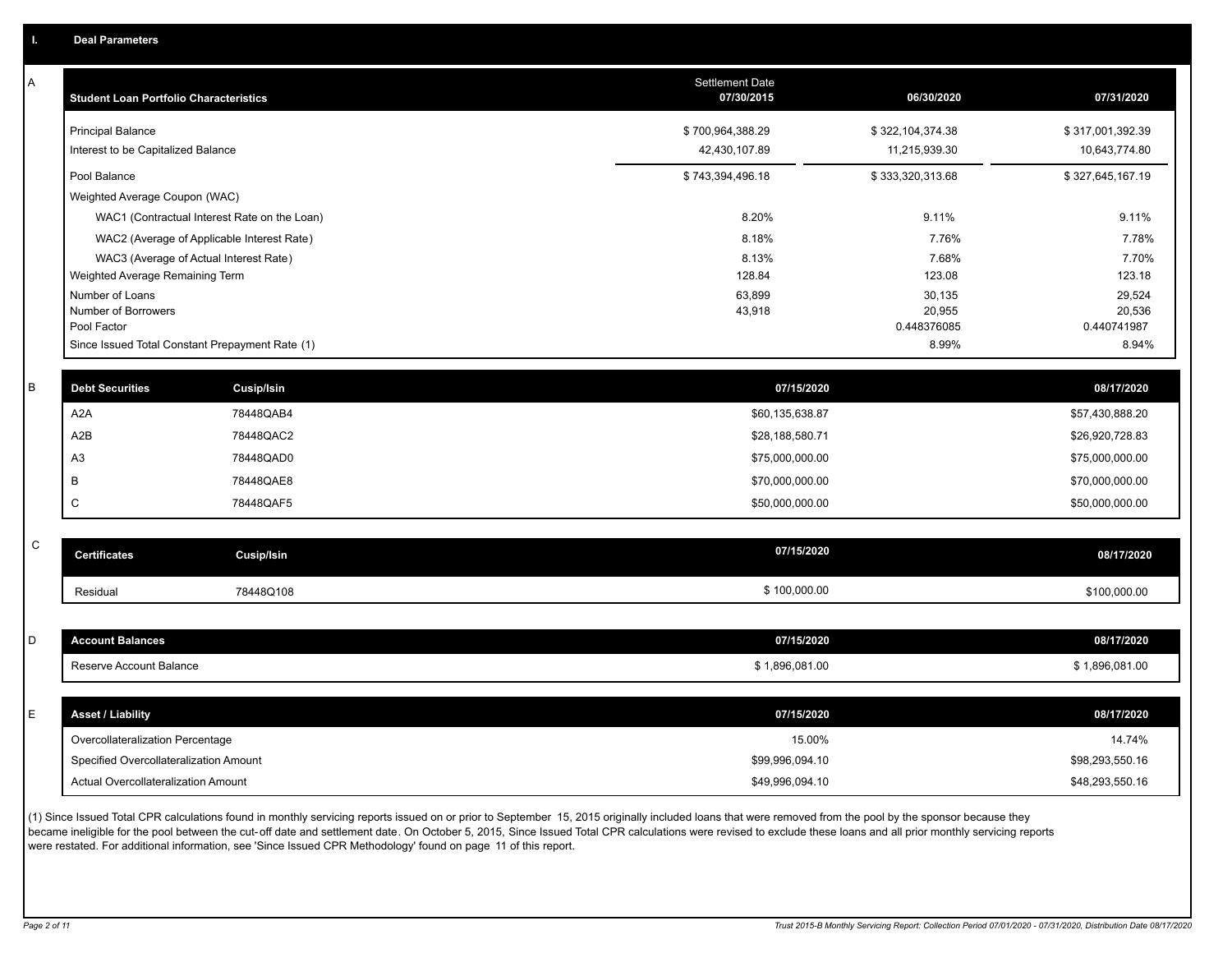## I. Deal Parameters

### A

| Student Loan Portfolio Characteristics | Settlement Date 07/30/2015 | 06/30/2020 | 07/31/2020 |
|---|---|---|---|
| Principal Balance | $ 700,964,388.29 | $ 322,104,374.38 | $ 317,001,392.39 |
| Interest to be Capitalized Balance | 42,430,107.89 | 11,215,939.30 | 10,643,774.80 |
| Pool Balance | $ 743,394,496.18 | $ 333,320,313.68 | $ 327,645,167.19 |
| Weighted Average Coupon (WAC) | | | |
| WAC1 (Contractual Interest Rate on the Loan) | 8.20% | 9.11% | 9.11% |
| WAC2 (Average of Applicable Interest Rate) | 8.18% | 7.76% | 7.78% |
| WAC3 (Average of Actual Interest Rate) | 8.13% | 7.68% | 7.70% |
| Weighted Average Remaining Term | 128.84 | 123.08 | 123.18 |
| Number of Loans | 63,899 | 30,135 | 29,524 |
| Number of Borrowers | 43,918 | 20,955 | 20,536 |
| Pool Factor | | 0.448376085 | 0.440741987 |
| Since Issued Total Constant Prepayment Rate (1) | | 8.99% | 8.94% |

### B

| Debt Securities | Cusip/Isin | 07/15/2020 | 08/17/2020 |
|---|---|---|---|
| A2A | 78448QAB4 | $60,135,638.87 | $57,430,888.20 |
| A2B | 78448QAC2 | $28,188,580.71 | $26,920,728.83 |
| A3 | 78448QAD0 | $75,000,000.00 | $75,000,000.00 |
| B | 78448QAE8 | $70,000,000.00 | $70,000,000.00 |
| C | 78448QAF5 | $50,000,000.00 | $50,000,000.00 |

### C

| Certificates | Cusip/Isin | 07/15/2020 | 08/17/2020 |
|---|---|---|---|
| Residual | 78448Q108 | $ 100,000.00 | $100,000.00 |

### D

| Account Balances | 07/15/2020 | 08/17/2020 |
|---|---|---|
| Reserve Account Balance | $ 1,896,081.00 | $ 1,896,081.00 |

### E

| Asset / Liability | 07/15/2020 | 08/17/2020 |
|---|---|---|
| Overcollateralization Percentage | 15.00% | 14.74% |
| Specified Overcollateralization Amount | $99,996,094.10 | $98,293,550.16 |
| Actual Overcollateralization Amount | $49,996,094.10 | $48,293,550.16 |

(1) Since Issued Total CPR calculations found in monthly servicing reports issued on or prior to September 15, 2015 originally included loans that were removed from the pool by the sponsor because they became ineligible for the pool between the cut-off date and settlement date. On October 5, 2015, Since Issued Total CPR calculations were revised to exclude these loans and all prior monthly servicing reports were restated. For additional information, see 'Since Issued CPR Methodology' found on page 11 of this report.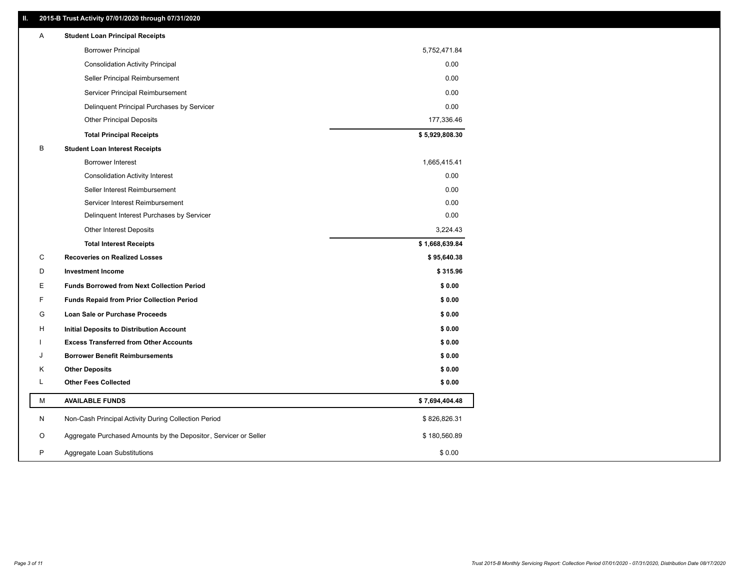## II. 2015-B Trust Activity 07/01/2020 through 07/31/2020

| | | |
|---|---|---|
| A | **Student Loan Principal Receipts** | |
| | Borrower Principal | 5,752,471.84 |
| | Consolidation Activity Principal | 0.00 |
| | Seller Principal Reimbursement | 0.00 |
| | Servicer Principal Reimbursement | 0.00 |
| | Delinquent Principal Purchases by Servicer | 0.00 |
| | Other Principal Deposits | 177,336.46 |
| | **Total Principal Receipts** | **$ 5,929,808.30** |
| B | **Student Loan Interest Receipts** | |
| | Borrower Interest | 1,665,415.41 |
| | Consolidation Activity Interest | 0.00 |
| | Seller Interest Reimbursement | 0.00 |
| | Servicer Interest Reimbursement | 0.00 |
| | Delinquent Interest Purchases by Servicer | 0.00 |
| | Other Interest Deposits | 3,224.43 |
| | **Total Interest Receipts** | **$ 1,668,639.84** |
| C | **Recoveries on Realized Losses** | **$ 95,640.38** |
| D | **Investment Income** | **$ 315.96** |
| E | **Funds Borrowed from Next Collection Period** | **$ 0.00** |
| F | **Funds Repaid from Prior Collection Period** | **$ 0.00** |
| G | **Loan Sale or Purchase Proceeds** | **$ 0.00** |
| H | **Initial Deposits to Distribution Account** | **$ 0.00** |
| I | **Excess Transferred from Other Accounts** | **$ 0.00** |
| J | **Borrower Benefit Reimbursements** | **$ 0.00** |
| K | **Other Deposits** | **$ 0.00** |
| L | **Other Fees Collected** | **$ 0.00** |
| M | **AVAILABLE FUNDS** | **$ 7,694,404.48** |
| N | Non-Cash Principal Activity During Collection Period | $ 826,826.31 |
| O | Aggregate Purchased Amounts by the Depositor, Servicer or Seller | $ 180,560.89 |
| P | Aggregate Loan Substitutions | $ 0.00 |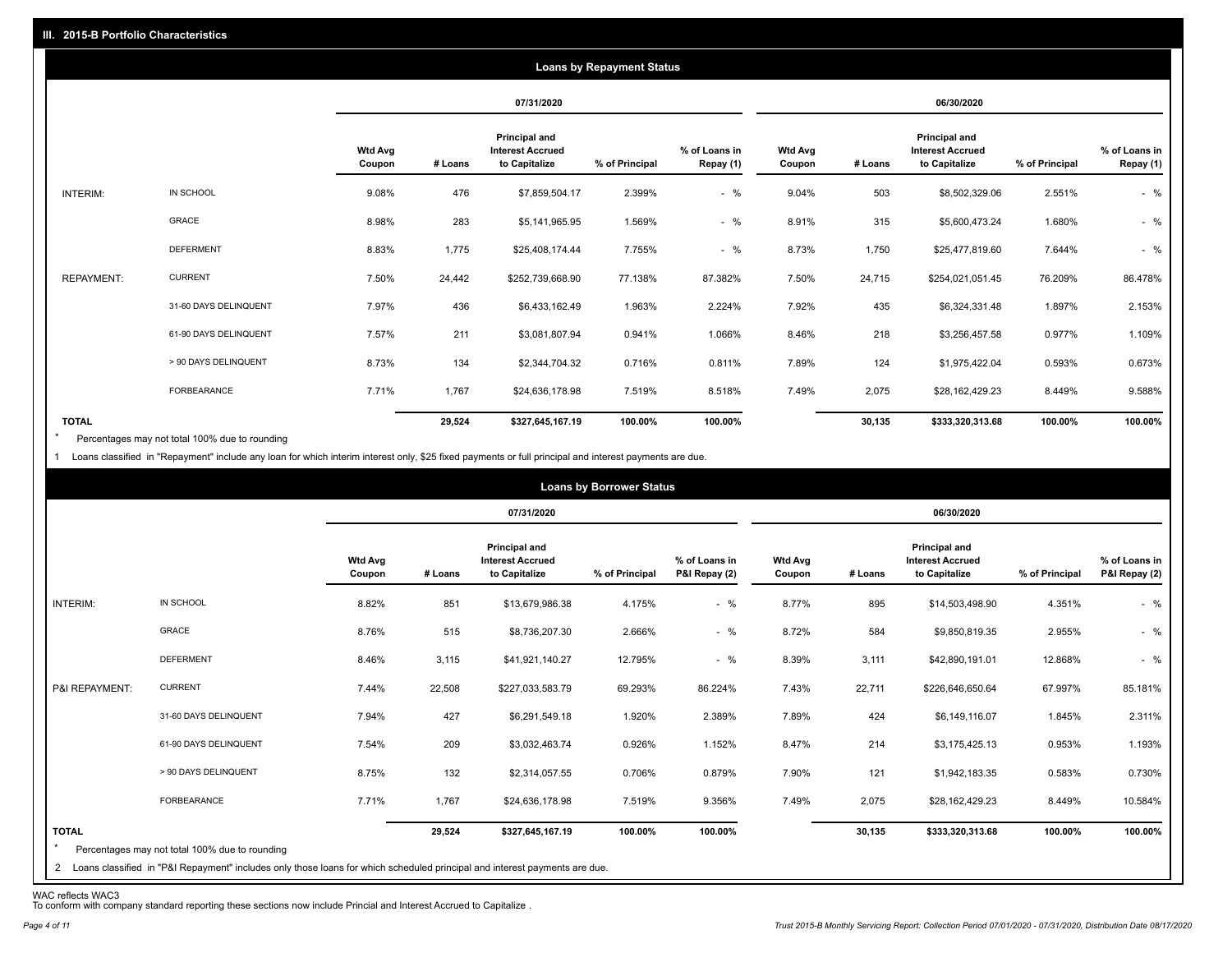## III. 2015-B Portfolio Characteristics

### Loans by Repayment Status

| | | 07/31/2020 | | | | | 06/30/2020 | | | | |
|---|---|---|---|---|---|---|---|---|---|---|---|
| | | Wtd Avg Coupon | # Loans | Principal and Interest Accrued to Capitalize | % of Principal | % of Loans in Repay (1) | Wtd Avg Coupon | # Loans | Principal and Interest Accrued to Capitalize | % of Principal | % of Loans in Repay (1) |
| INTERIM: | IN SCHOOL | 9.08% | 476 | $7,859,504.17 | 2.399% | - % | 9.04% | 503 | $8,502,329.06 | 2.551% | - % |
| | GRACE | 8.98% | 283 | $5,141,965.95 | 1.569% | - % | 8.91% | 315 | $5,600,473.24 | 1.680% | - % |
| | DEFERMENT | 8.83% | 1,775 | $25,408,174.44 | 7.755% | - % | 8.73% | 1,750 | $25,477,819.60 | 7.644% | - % |
| REPAYMENT: | CURRENT | 7.50% | 24,442 | $252,739,668.90 | 77.138% | 87.382% | 7.50% | 24,715 | $254,021,051.45 | 76.209% | 86.478% |
| | 31-60 DAYS DELINQUENT | 7.97% | 436 | $6,433,162.49 | 1.963% | 2.224% | 7.92% | 435 | $6,324,331.48 | 1.897% | 2.153% |
| | 61-90 DAYS DELINQUENT | 7.57% | 211 | $3,081,807.94 | 0.941% | 1.066% | 8.46% | 218 | $3,256,457.58 | 0.977% | 1.109% |
| | > 90 DAYS DELINQUENT | 8.73% | 134 | $2,344,704.32 | 0.716% | 0.811% | 7.89% | 124 | $1,975,422.04 | 0.593% | 0.673% |
| | FORBEARANCE | 7.71% | 1,767 | $24,636,178.98 | 7.519% | 8.518% | 7.49% | 2,075 | $28,162,429.23 | 8.449% | 9.588% |
| TOTAL | | | 29,524 | $327,645,167.19 | 100.00% | 100.00% | | 30,135 | $333,320,313.68 | 100.00% | 100.00% |

\* Percentages may not total 100% due to rounding

1 Loans classified in "Repayment" include any loan for which interim interest only, $25 fixed payments or full principal and interest payments are due.

### Loans by Borrower Status

| | | 07/31/2020 | | | | | 06/30/2020 | | | | |
|---|---|---|---|---|---|---|---|---|---|---|---|
| | | Wtd Avg Coupon | # Loans | Principal and Interest Accrued to Capitalize | % of Principal | % of Loans in P&I Repay (2) | Wtd Avg Coupon | # Loans | Principal and Interest Accrued to Capitalize | % of Principal | % of Loans in P&I Repay (2) |
| INTERIM: | IN SCHOOL | 8.82% | 851 | $13,679,986.38 | 4.175% | - % | 8.77% | 895 | $14,503,498.90 | 4.351% | - % |
| | GRACE | 8.76% | 515 | $8,736,207.30 | 2.666% | - % | 8.72% | 584 | $9,850,819.35 | 2.955% | - % |
| | DEFERMENT | 8.46% | 3,115 | $41,921,140.27 | 12.795% | - % | 8.39% | 3,111 | $42,890,191.01 | 12.868% | - % |
| P&I REPAYMENT: | CURRENT | 7.44% | 22,508 | $227,033,583.79 | 69.293% | 86.224% | 7.43% | 22,711 | $226,646,650.64 | 67.997% | 85.181% |
| | 31-60 DAYS DELINQUENT | 7.94% | 427 | $6,291,549.18 | 1.920% | 2.389% | 7.89% | 424 | $6,149,116.07 | 1.845% | 2.311% |
| | 61-90 DAYS DELINQUENT | 7.54% | 209 | $3,032,463.74 | 0.926% | 1.152% | 8.47% | 214 | $3,175,425.13 | 0.953% | 1.193% |
| | > 90 DAYS DELINQUENT | 8.75% | 132 | $2,314,057.55 | 0.706% | 0.879% | 7.90% | 121 | $1,942,183.35 | 0.583% | 0.730% |
| | FORBEARANCE | 7.71% | 1,767 | $24,636,178.98 | 7.519% | 9.356% | 7.49% | 2,075 | $28,162,429.23 | 8.449% | 10.584% |
| TOTAL | | | 29,524 | $327,645,167.19 | 100.00% | 100.00% | | 30,135 | $333,320,313.68 | 100.00% | 100.00% |

\* Percentages may not total 100% due to rounding

2 Loans classified in "P&I Repayment" includes only those loans for which scheduled principal and interest payments are due.

WAC reflects WAC3

To conform with company standard reporting these sections now include Princial and Interest Accrued to Capitalize .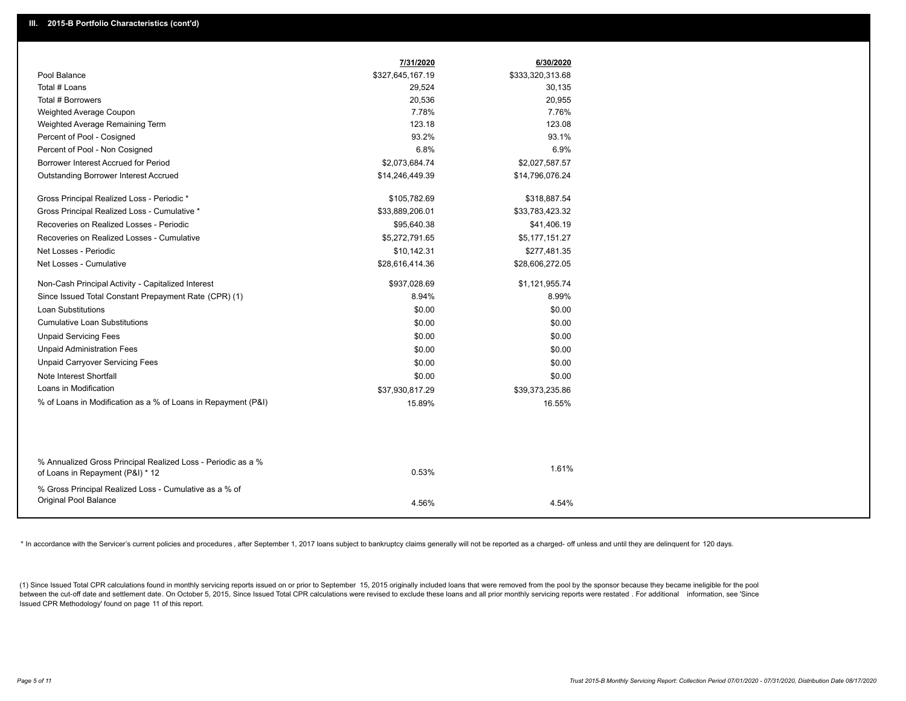## III. 2015-B Portfolio Characteristics (cont'd)

| | 7/31/2020 | 6/30/2020 |
|---|---|---|
| Pool Balance | $327,645,167.19 | $333,320,313.68 |
| Total # Loans | 29,524 | 30,135 |
| Total # Borrowers | 20,536 | 20,955 |
| Weighted Average Coupon | 7.78% | 7.76% |
| Weighted Average Remaining Term | 123.18 | 123.08 |
| Percent of Pool - Cosigned | 93.2% | 93.1% |
| Percent of Pool - Non Cosigned | 6.8% | 6.9% |
| Borrower Interest Accrued for Period | $2,073,684.74 | $2,027,587.57 |
| Outstanding Borrower Interest Accrued | $14,246,449.39 | $14,796,076.24 |
| Gross Principal Realized Loss - Periodic * | $105,782.69 | $318,887.54 |
| Gross Principal Realized Loss - Cumulative * | $33,889,206.01 | $33,783,423.32 |
| Recoveries on Realized Losses - Periodic | $95,640.38 | $41,406.19 |
| Recoveries on Realized Losses - Cumulative | $5,272,791.65 | $5,177,151.27 |
| Net Losses - Periodic | $10,142.31 | $277,481.35 |
| Net Losses - Cumulative | $28,616,414.36 | $28,606,272.05 |
| Non-Cash Principal Activity - Capitalized Interest | $937,028.69 | $1,121,955.74 |
| Since Issued Total Constant Prepayment Rate (CPR) (1) | 8.94% | 8.99% |
| Loan Substitutions | $0.00 | $0.00 |
| Cumulative Loan Substitutions | $0.00 | $0.00 |
| Unpaid Servicing Fees | $0.00 | $0.00 |
| Unpaid Administration Fees | $0.00 | $0.00 |
| Unpaid Carryover Servicing Fees | $0.00 | $0.00 |
| Note Interest Shortfall | $0.00 | $0.00 |
| Loans in Modification | $37,930,817.29 | $39,373,235.86 |
| % of Loans in Modification as a % of Loans in Repayment (P&I) | 15.89% | 16.55% |
| % Annualized Gross Principal Realized Loss - Periodic as a % of Loans in Repayment (P&I) * 12 | 0.53% | 1.61% |
| % Gross Principal Realized Loss - Cumulative as a % of Original Pool Balance | 4.56% | 4.54% |

* In accordance with the Servicer's current policies and procedures, after September 1, 2017 loans subject to bankruptcy claims generally will not be reported as a charged- off unless and until they are delinquent for 120 days.

(1) Since Issued Total CPR calculations found in monthly servicing reports issued on or prior to September 15, 2015 originally included loans that were removed from the pool by the sponsor because they became ineligible for the pool between the cut-off date and settlement date. On October 5, 2015, Since Issued Total CPR calculations were revised to exclude these loans and all prior monthly servicing reports were restated . For additional information, see 'Since Issued CPR Methodology' found on page 11 of this report.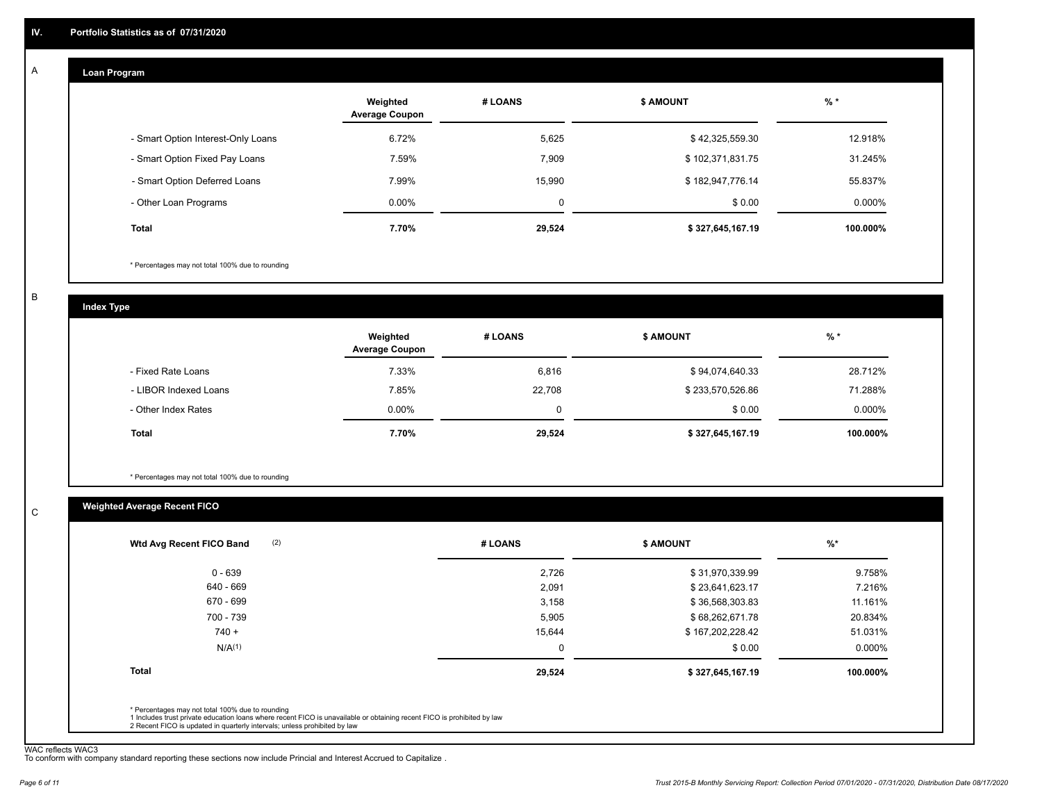## IV. Portfolio Statistics as of 07/31/2020

### A Loan Program

| | Weighted Average Coupon | # LOANS | $ AMOUNT | % * |
|---|---|---|---|---|
| - Smart Option Interest-Only Loans | 6.72% | 5,625 | $ 42,325,559.30 | 12.918% |
| - Smart Option Fixed Pay Loans | 7.59% | 7,909 | $ 102,371,831.75 | 31.245% |
| - Smart Option Deferred Loans | 7.99% | 15,990 | $ 182,947,776.14 | 55.837% |
| - Other Loan Programs | 0.00% | 0 | $ 0.00 | 0.000% |
| **Total** | **7.70%** | **29,524** | **$ 327,645,167.19** | **100.000%** |

* Percentages may not total 100% due to rounding

### B Index Type

| | Weighted Average Coupon | # LOANS | $ AMOUNT | % * |
|---|---|---|---|---|
| - Fixed Rate Loans | 7.33% | 6,816 | $ 94,074,640.33 | 28.712% |
| - LIBOR Indexed Loans | 7.85% | 22,708 | $ 233,570,526.86 | 71.288% |
| - Other Index Rates | 0.00% | 0 | $ 0.00 | 0.000% |
| **Total** | **7.70%** | **29,524** | **$ 327,645,167.19** | **100.000%** |

* Percentages may not total 100% due to rounding

### C Weighted Average Recent FICO

| Wtd Avg Recent FICO Band (2) | # LOANS | $ AMOUNT | %* |
|---|---|---|---|
| 0 - 639 | 2,726 | $ 31,970,339.99 | 9.758% |
| 640 - 669 | 2,091 | $ 23,641,623.17 | 7.216% |
| 670 - 699 | 3,158 | $ 36,568,303.83 | 11.161% |
| 700 - 739 | 5,905 | $ 68,262,671.78 | 20.834% |
| 740 + | 15,644 | $ 167,202,228.42 | 51.031% |
| N/A(1) | 0 | $ 0.00 | 0.000% |
| **Total** | **29,524** | **$ 327,645,167.19** | **100.000%** |

* Percentages may not total 100% due to rounding
1 Includes trust private education loans where recent FICO is unavailable or obtaining recent FICO is prohibited by law
2 Recent FICO is updated in quarterly intervals; unless prohibited by law

WAC reflects WAC3
To conform with company standard reporting these sections now include Princial and Interest Accrued to Capitalize .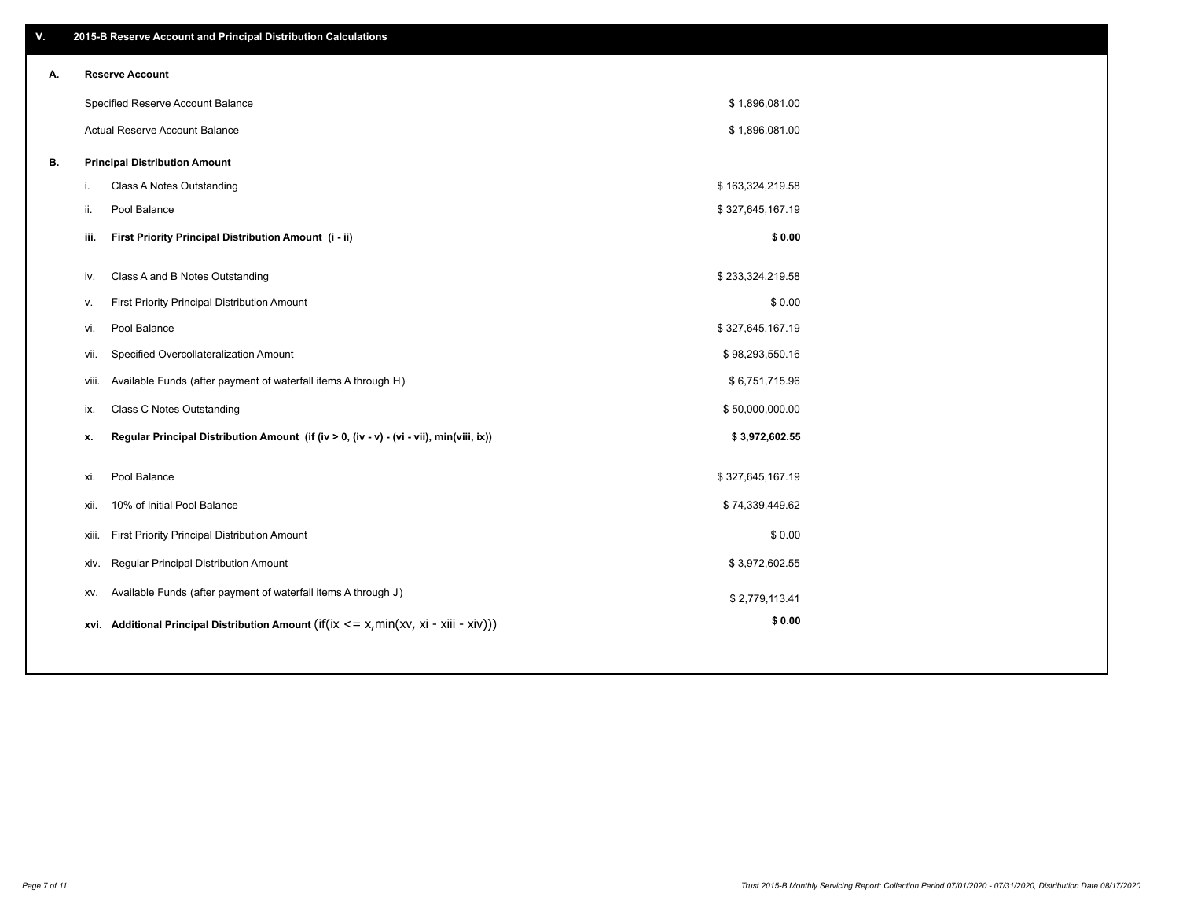## V. 2015-B Reserve Account and Principal Distribution Calculations

### A. Reserve Account

| | |
|---|---|
| Specified Reserve Account Balance | $ 1,896,081.00 |
| Actual Reserve Account Balance | $ 1,896,081.00 |

### B. Principal Distribution Amount

| | | |
|---|---|---|
| i. | Class A Notes Outstanding | $ 163,324,219.58 |
| ii. | Pool Balance | $ 327,645,167.19 |
| **iii.** | **First Priority Principal Distribution Amount (i - ii)** | **$ 0.00** |
| iv. | Class A and B Notes Outstanding | $ 233,324,219.58 |
| v. | First Priority Principal Distribution Amount | $ 0.00 |
| vi. | Pool Balance | $ 327,645,167.19 |
| vii. | Specified Overcollateralization Amount | $ 98,293,550.16 |
| viii. | Available Funds (after payment of waterfall items A through H) | $ 6,751,715.96 |
| ix. | Class C Notes Outstanding | $ 50,000,000.00 |
| **x.** | **Regular Principal Distribution Amount (if (iv > 0, (iv - v) - (vi - vii), min(viii, ix))** | **$ 3,972,602.55** |
| xi. | Pool Balance | $ 327,645,167.19 |
| xii. | 10% of Initial Pool Balance | $ 74,339,449.62 |
| xiii. | First Priority Principal Distribution Amount | $ 0.00 |
| xiv. | Regular Principal Distribution Amount | $ 3,972,602.55 |
| xv. | Available Funds (after payment of waterfall items A through J) | $ 2,779,113.41 |
| **xvi.** | **Additional Principal Distribution Amount** (if(ix <= x,min(xv, xi - xiii - xiv))) | **$ 0.00** |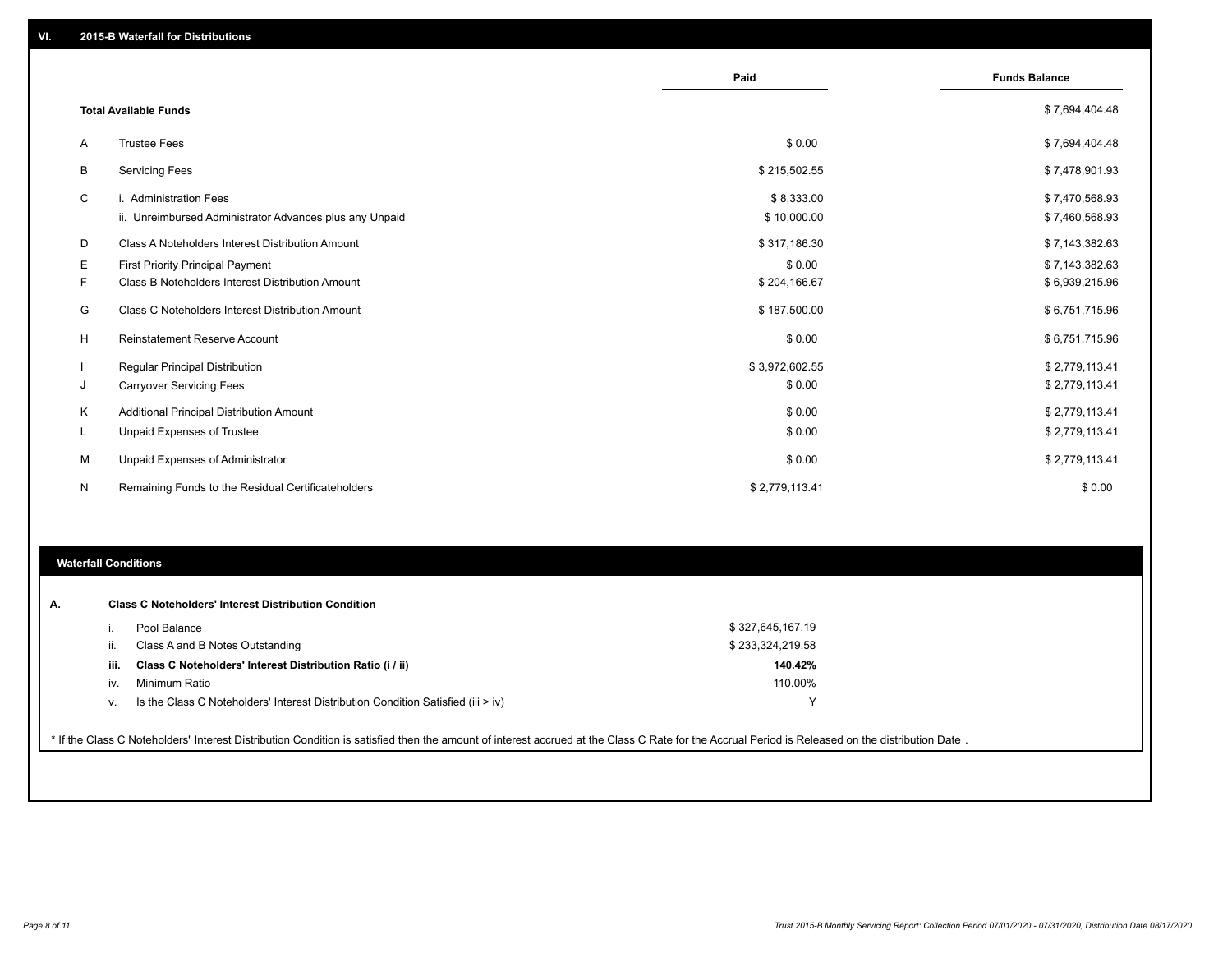## VI. 2015-B Waterfall for Distributions

| | | Paid | Funds Balance |
|---|---|---|---|
| | **Total Available Funds** | | $ 7,694,404.48 |
| A | Trustee Fees | $ 0.00 | $ 7,694,404.48 |
| B | Servicing Fees | $ 215,502.55 | $ 7,478,901.93 |
| C | i. Administration Fees | $ 8,333.00 | $ 7,470,568.93 |
| | ii. Unreimbursed Administrator Advances plus any Unpaid | $ 10,000.00 | $ 7,460,568.93 |
| D | Class A Noteholders Interest Distribution Amount | $ 317,186.30 | $ 7,143,382.63 |
| E | First Priority Principal Payment | $ 0.00 | $ 7,143,382.63 |
| F | Class B Noteholders Interest Distribution Amount | $ 204,166.67 | $ 6,939,215.96 |
| G | Class C Noteholders Interest Distribution Amount | $ 187,500.00 | $ 6,751,715.96 |
| H | Reinstatement Reserve Account | $ 0.00 | $ 6,751,715.96 |
| I | Regular Principal Distribution | $ 3,972,602.55 | $ 2,779,113.41 |
| J | Carryover Servicing Fees | $ 0.00 | $ 2,779,113.41 |
| K | Additional Principal Distribution Amount | $ 0.00 | $ 2,779,113.41 |
| L | Unpaid Expenses of Trustee | $ 0.00 | $ 2,779,113.41 |
| M | Unpaid Expenses of Administrator | $ 0.00 | $ 2,779,113.41 |
| N | Remaining Funds to the Residual Certificateholders | $ 2,779,113.41 | $ 0.00 |

### Waterfall Conditions

**A. Class C Noteholders' Interest Distribution Condition**

| | | |
|---|---|---|
| i. | Pool Balance | $ 327,645,167.19 |
| ii. | Class A and B Notes Outstanding | $ 233,324,219.58 |
| **iii.** | **Class C Noteholders' Interest Distribution Ratio (i / ii)** | **140.42%** |
| iv. | Minimum Ratio | 110.00% |
| v. | Is the Class C Noteholders' Interest Distribution Condition Satisfied (iii > iv) | Y |

* If the Class C Noteholders' Interest Distribution Condition is satisfied then the amount of interest accrued at the Class C Rate for the Accrual Period is Released on the distribution Date .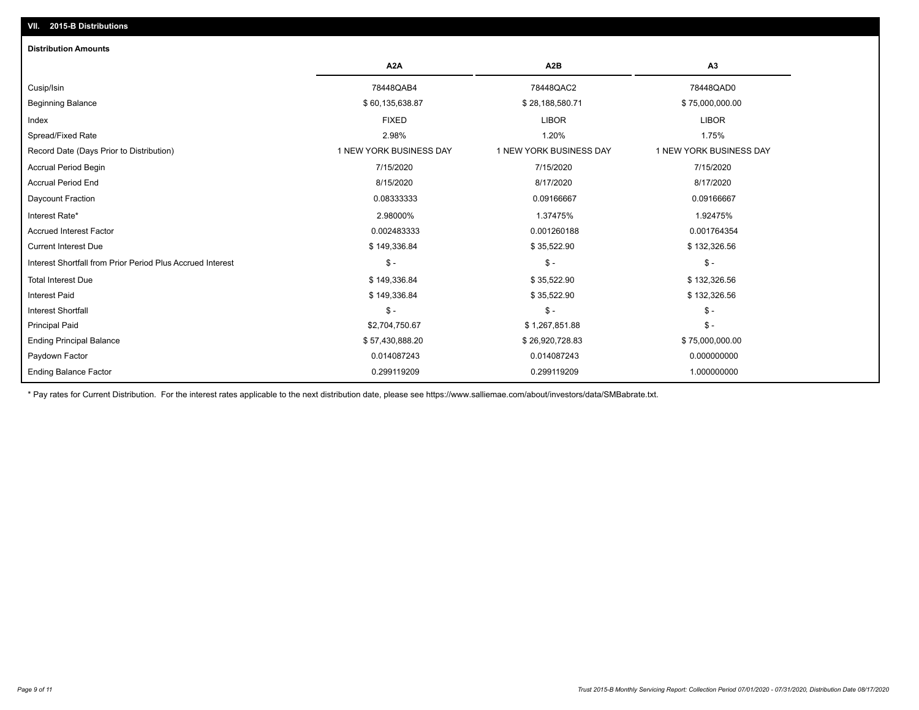## VII. 2015-B Distributions

### Distribution Amounts

| | A2A | A2B | A3 |
|---|---|---|---|
| Cusip/Isin | 78448QAB4 | 78448QAC2 | 78448QAD0 |
| Beginning Balance | $ 60,135,638.87 | $ 28,188,580.71 | $ 75,000,000.00 |
| Index | FIXED | LIBOR | LIBOR |
| Spread/Fixed Rate | 2.98% | 1.20% | 1.75% |
| Record Date (Days Prior to Distribution) | 1 NEW YORK BUSINESS DAY | 1 NEW YORK BUSINESS DAY | 1 NEW YORK BUSINESS DAY |
| Accrual Period Begin | 7/15/2020 | 7/15/2020 | 7/15/2020 |
| Accrual Period End | 8/15/2020 | 8/17/2020 | 8/17/2020 |
| Daycount Fraction | 0.08333333 | 0.09166667 | 0.09166667 |
| Interest Rate* | 2.98000% | 1.37475% | 1.92475% |
| Accrued Interest Factor | 0.002483333 | 0.001260188 | 0.001764354 |
| Current Interest Due | $ 149,336.84 | $ 35,522.90 | $ 132,326.56 |
| Interest Shortfall from Prior Period Plus Accrued Interest | $ - | $ - | $ - |
| Total Interest Due | $ 149,336.84 | $ 35,522.90 | $ 132,326.56 |
| Interest Paid | $ 149,336.84 | $ 35,522.90 | $ 132,326.56 |
| Interest Shortfall | $ - | $ - | $ - |
| Principal Paid | $2,704,750.67 | $ 1,267,851.88 | $ - |
| Ending Principal Balance | $ 57,430,888.20 | $ 26,920,728.83 | $ 75,000,000.00 |
| Paydown Factor | 0.014087243 | 0.014087243 | 0.000000000 |
| Ending Balance Factor | 0.299119209 | 0.299119209 | 1.000000000 |

* Pay rates for Current Distribution. For the interest rates applicable to the next distribution date, please see https://www.salliemae.com/about/investors/data/SMBabrate.txt.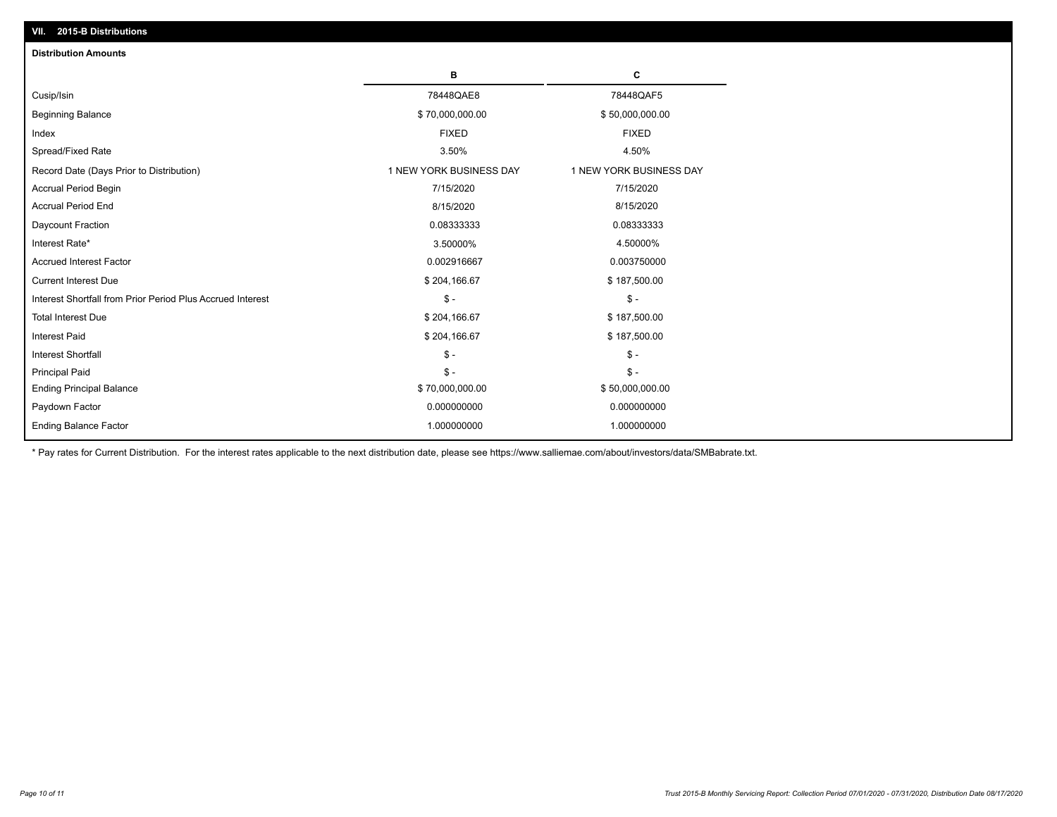## VII. 2015-B Distributions

### Distribution Amounts

| | B | C |
|---|---|---|
| Cusip/Isin | 78448QAE8 | 78448QAF5 |
| Beginning Balance | $ 70,000,000.00 | $ 50,000,000.00 |
| Index | FIXED | FIXED |
| Spread/Fixed Rate | 3.50% | 4.50% |
| Record Date (Days Prior to Distribution) | 1 NEW YORK BUSINESS DAY | 1 NEW YORK BUSINESS DAY |
| Accrual Period Begin | 7/15/2020 | 7/15/2020 |
| Accrual Period End | 8/15/2020 | 8/15/2020 |
| Daycount Fraction | 0.08333333 | 0.08333333 |
| Interest Rate* | 3.50000% | 4.50000% |
| Accrued Interest Factor | 0.002916667 | 0.003750000 |
| Current Interest Due | $ 204,166.67 | $ 187,500.00 |
| Interest Shortfall from Prior Period Plus Accrued Interest | $ - | $ - |
| Total Interest Due | $ 204,166.67 | $ 187,500.00 |
| Interest Paid | $ 204,166.67 | $ 187,500.00 |
| Interest Shortfall | $ - | $ - |
| Principal Paid | $ - | $ - |
| Ending Principal Balance | $ 70,000,000.00 | $ 50,000,000.00 |
| Paydown Factor | 0.000000000 | 0.000000000 |
| Ending Balance Factor | 1.000000000 | 1.000000000 |

* Pay rates for Current Distribution. For the interest rates applicable to the next distribution date, please see https://www.salliemae.com/about/investors/data/SMBabrate.txt.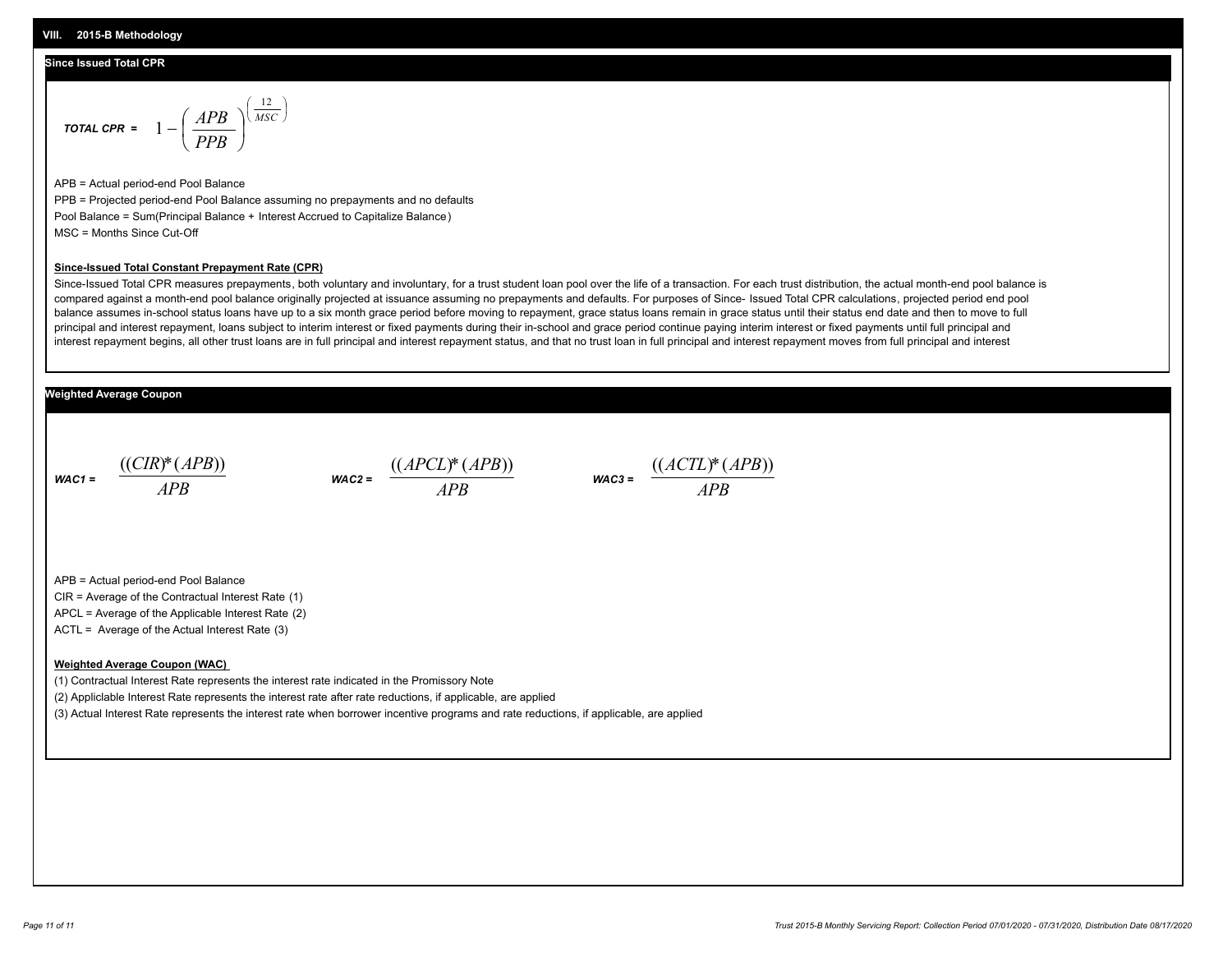## VIII. 2015-B Methodology

### Since Issued Total CPR

$$\textbf{\textit{TOTAL CPR}} = 1 - \left(\frac{APB}{PPB}\right)^{\left(\frac{12}{MSC}\right)}$$

APB = Actual period-end Pool Balance

PPB = Projected period-end Pool Balance assuming no prepayments and no defaults

Pool Balance = Sum(Principal Balance + Interest Accrued to Capitalize Balance)

MSC = Months Since Cut-Off

**Since-Issued Total Constant Prepayment Rate (CPR)**

Since-Issued Total CPR measures prepayments, both voluntary and involuntary, for a trust student loan pool over the life of a transaction. For each trust distribution, the actual month-end pool balance is compared against a month-end pool balance originally projected at issuance assuming no prepayments and defaults. For purposes of Since- Issued Total CPR calculations, projected period end pool balance assumes in-school status loans have up to a six month grace period before moving to repayment, grace status loans remain in grace status until their status end date and then to move to full principal and interest repayment, loans subject to interim interest or fixed payments during their in-school and grace period continue paying interim interest or fixed payments until full principal and interest repayment begins, all other trust loans are in full principal and interest repayment status, and that no trust loan in full principal and interest repayment moves from full principal and interest

### Weighted Average Coupon

$$\textbf{\textit{WAC1}} = \frac{((CIR)*(APB))}{APB} \qquad \textbf{\textit{WAC2}} = \frac{((APCL)*(APB))}{APB} \qquad \textbf{\textit{WAC3}} = \frac{((ACTL)*(APB))}{APB}$$

APB = Actual period-end Pool Balance

CIR = Average of the Contractual Interest Rate (1)

APCL = Average of the Applicable Interest Rate (2)

ACTL = Average of the Actual Interest Rate (3)

**Weighted Average Coupon (WAC)**

(1) Contractual Interest Rate represents the interest rate indicated in the Promissory Note

(2) Appliclable Interest Rate represents the interest rate after rate reductions, if applicable, are applied

(3) Actual Interest Rate represents the interest rate when borrower incentive programs and rate reductions, if applicable, are applied